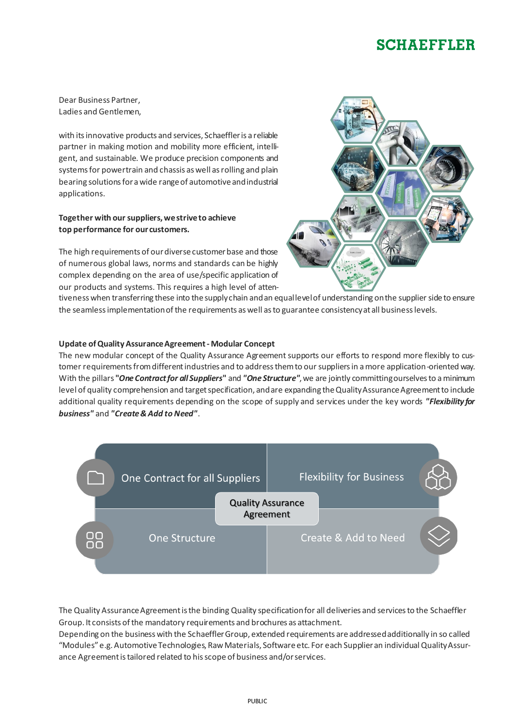Dear Business Partner,
Ladies and Gentlemen,

with its innovative products and services, Schaeffler is a reliable partner in making motion and mobility more efficient, intelligent, and sustainable. We produce precision components and systems for powertrain and chassis as well as rolling and plain bearing solutions for a wide range of automotive and industrial applications.

**Together with our suppliers, we strive to achieve top performance for our customers.**

The high requirements of our diverse customer base and those of numerous global laws, norms and standards can be highly complex depending on the area of use/specific application of our products and systems. This requires a high level of attentiveness when transferring these into the supply chain and an equal level of understanding on the supplier side to ensure the seamless implementation of the requirements as well as to guarantee consistency at all business levels.

**Update of Quality Assurance Agreement - Modular Concept**

The new modular concept of the Quality Assurance Agreement supports our efforts to respond more flexibly to customer requirements from different industries and to address them to our suppliers in a more application-oriented way. With the pillars **"*One Contract for all Suppliers*"** and ***"One Structure"***, we are jointly committing ourselves to a minimum level of quality comprehension and target specification, and are expanding the Quality Assurance Agreement to include additional quality requirements depending on the scope of supply and services under the key words ***"Flexibility for business"*** and ***"Create & Add to Need"***.

| One Contract for all Suppliers | Flexibility for Business |
| --- | --- |
| **Quality Assurance Agreement** | |
| One Structure | Create & Add to Need |

The Quality Assurance Agreement is the binding Quality specification for all deliveries and services to the Schaeffler Group. It consists of the mandatory requirements and brochures as attachment.
Depending on the business with the Schaeffler Group, extended requirements are addressed additionally in so called "Modules" e.g. Automotive Technologies, Raw Materials, Software etc. For each Supplier an individual Quality Assurance Agreement is tailored related to his scope of business and/or services.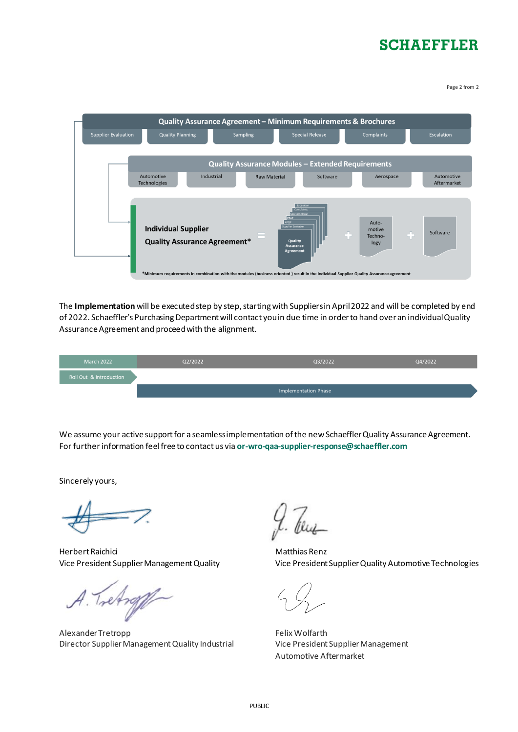Quality Assurance Agreement – Minimum Requirements & Brochures

Supplier Evaluation
Quality Planning
Sampling
Special Release
Complaints
Escalation

Quality Assurance Modules – Extended Requirements

Automotive Technologies
Industrial
Raw Material
Software
Aerospace
Automotive Aftermarket

Individual Supplier Quality Assurance Agreement* = Quality Assurance Agreement + Automotive Technology + Software

*Minimum requirements in combination with the modules (business oriented) result in the individual Supplier Quality Assurance agreement

The **Implementation** will be executed step by step, starting with Suppliers in April 2022 and will be completed by end of 2022. Schaeffler's Purchasing Department will contact you in due time in order to hand over an individual Quality Assurance Agreement and proceed with the alignment.

March 2022
Q2/2022
Q3/2022
Q4/2022
Roll Out & Introduction
Implementation Phase

We assume your active support for a seamless implementation of the new Schaeffler Quality Assurance Agreement. For further information feel free to contact us via **or-wro-qaa-supplier-response@schaeffler.com**

Sincerely yours,

Herbert Raichici
Vice President Supplier Management Quality

Matthias Renz
Vice President Supplier Quality Automotive Technologies

Alexander Tretropp
Director Supplier Management Quality Industrial

Felix Wolfarth
Vice President Supplier Management Automotive Aftermarket

PUBLIC